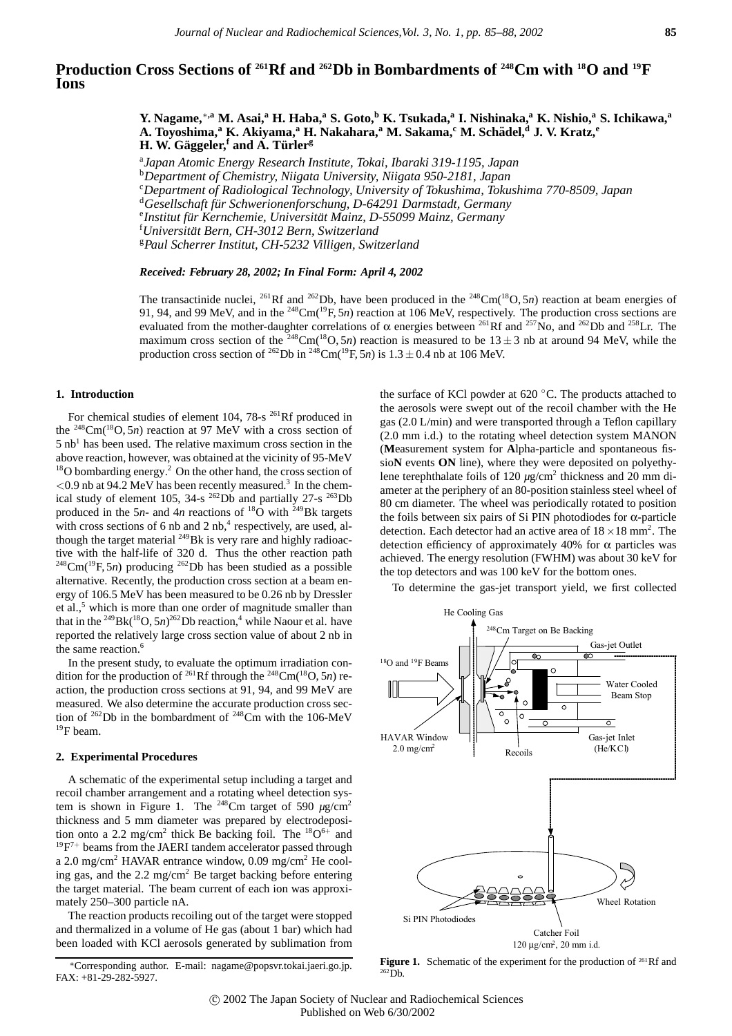# Production Cross Sections of $^{261}$Rf and $^{262}$Db in Bombardments of $^{248}$Cm with $^{18}$O and $^{19}$F Ions

**Y. Nagame,**[*,a] **M. Asai,**[a] **H. Haba,**[a] **S. Goto,**[b] **K. Tsukada,**[a] **I. Nishinaka,**[a] **K. Nishio,**[a] **S. Ichikawa,**[a] **A. Toyoshima,**[a] **K. Akiyama,**[a] **H. Nakahara,**[a] **M. Sakama,**[c] **M. Schädel,**[d] **J. V. Kratz,**[e] **H. W. Gäggeler,**[f] **and A. Türler**[g]

[a] *Japan Atomic Energy Research Institute, Tokai, Ibaraki 319-1195, Japan*
[b] *Department of Chemistry, Niigata University, Niigata 950-2181, Japan*
[c] *Department of Radiological Technology, University of Tokushima, Tokushima 770-8509, Japan*
[d] *Gesellschaft für Schwerionenforschung, D-64291 Darmstadt, Germany*
[e] *Institut für Kernchemie, Universität Mainz, D-55099 Mainz, Germany*
[f] *Universität Bern, CH-3012 Bern, Switzerland*
[g] *Paul Scherrer Institut, CH-5232 Villigen, Switzerland*

***Received: February 28, 2002; In Final Form: April 4, 2002***

The transactinide nuclei, $^{261}$Rf and $^{262}$Db, have been produced in the $^{248}$Cm($^{18}$O, 5$n$) reaction at beam energies of 91, 94, and 99 MeV, and in the $^{248}$Cm($^{19}$F, 5$n$) reaction at 106 MeV, respectively. The production cross sections are evaluated from the mother-daughter correlations of $\alpha$ energies between $^{261}$Rf and $^{257}$No, and $^{262}$Db and $^{258}$Lr. The maximum cross section of the $^{248}$Cm($^{18}$O, 5$n$) reaction is measured to be $13 \pm 3$ nb at around 94 MeV, while the production cross section of $^{262}$Db in $^{248}$Cm($^{19}$F, 5$n$) is $1.3 \pm 0.4$ nb at 106 MeV.

## 1. Introduction

For chemical studies of element 104, 78-s $^{261}$Rf produced in the $^{248}$Cm($^{18}$O, 5$n$) reaction at 97 MeV with a cross section of 5 nb[1] has been used. The relative maximum cross section in the above reaction, however, was obtained at the vicinity of 95-MeV $^{18}$O bombarding energy.[2] On the other hand, the cross section of $<$0.9 nb at 94.2 MeV has been recently measured.[3] In the chemical study of element 105, 34-s $^{262}$Db and partially 27-s $^{263}$Db produced in the 5$n$- and 4$n$ reactions of $^{18}$O with $^{249}$Bk targets with cross sections of 6 nb and 2 nb,[4] respectively, are used, although the target material $^{249}$Bk is very rare and highly radioactive with the half-life of 320 d. Thus the other reaction path $^{248}$Cm($^{19}$F, 5$n$) producing $^{262}$Db has been studied as a possible alternative. Recently, the production cross section at a beam energy of 106.5 MeV has been measured to be 0.26 nb by Dressler et al.,[5] which is more than one order of magnitude smaller than that in the $^{249}$Bk($^{18}$O, 5$n$)$^{262}$Db reaction,[4] while Naour et al. have reported the relatively large cross section value of about 2 nb in the same reaction.[6]

In the present study, to evaluate the optimum irradiation condition for the production of $^{261}$Rf through the $^{248}$Cm($^{18}$O, 5$n$) reaction, the production cross sections at 91, 94, and 99 MeV are measured. We also determine the accurate production cross section of $^{262}$Db in the bombardment of $^{248}$Cm with the 106-MeV $^{19}$F beam.

## 2. Experimental Procedures

A schematic of the experimental setup including a target and recoil chamber arrangement and a rotating wheel detection system is shown in Figure 1. The $^{248}$Cm target of 590 $\mu$g/cm$^2$ thickness and 5 mm diameter was prepared by electrodeposition onto a 2.2 mg/cm$^2$ thick Be backing foil. The $^{18}$O$^{6+}$ and $^{19}$F$^{7+}$ beams from the JAERI tandem accelerator passed through a 2.0 mg/cm$^2$ HAVAR entrance window, 0.09 mg/cm$^2$ He cooling gas, and the 2.2 mg/cm$^2$ Be target backing before entering the target material. The beam current of each ion was approximately 250–300 particle nA.

The reaction products recoiling out of the target were stopped and thermalized in a volume of He gas (about 1 bar) which had been loaded with KCl aerosols generated by sublimation from the surface of KCl powder at 620 °C. The products attached to the aerosols were swept out of the recoil chamber with the He gas (2.0 L/min) and were transported through a Teflon capillary (2.0 mm i.d.) to the rotating wheel detection system MANON (**M**easurement system for **A**lpha-particle and spontaneous fissio**N** events **ON** line), where they were deposited on polyethylene terephthalate foils of 120 $\mu$g/cm$^2$ thickness and 20 mm diameter at the periphery of an 80-position stainless steel wheel of 80 cm diameter. The wheel was periodically rotated to position the foils between six pairs of Si PIN photodiodes for $\alpha$-particle detection. Each detector had an active area of $18 \times 18$ mm$^2$. The detection efficiency of approximately 40% for $\alpha$ particles was achieved. The energy resolution (FWHM) was about 30 keV for the top detectors and was 100 keV for the bottom ones.

To determine the gas-jet transport yield, we first collected

**Figure 1.** Schematic of the experiment for the production of $^{261}$Rf and $^{262}$Db.

*Corresponding author. E-mail: nagame@popsvr.tokai.jaeri.go.jp. FAX: +81-29-282-5927.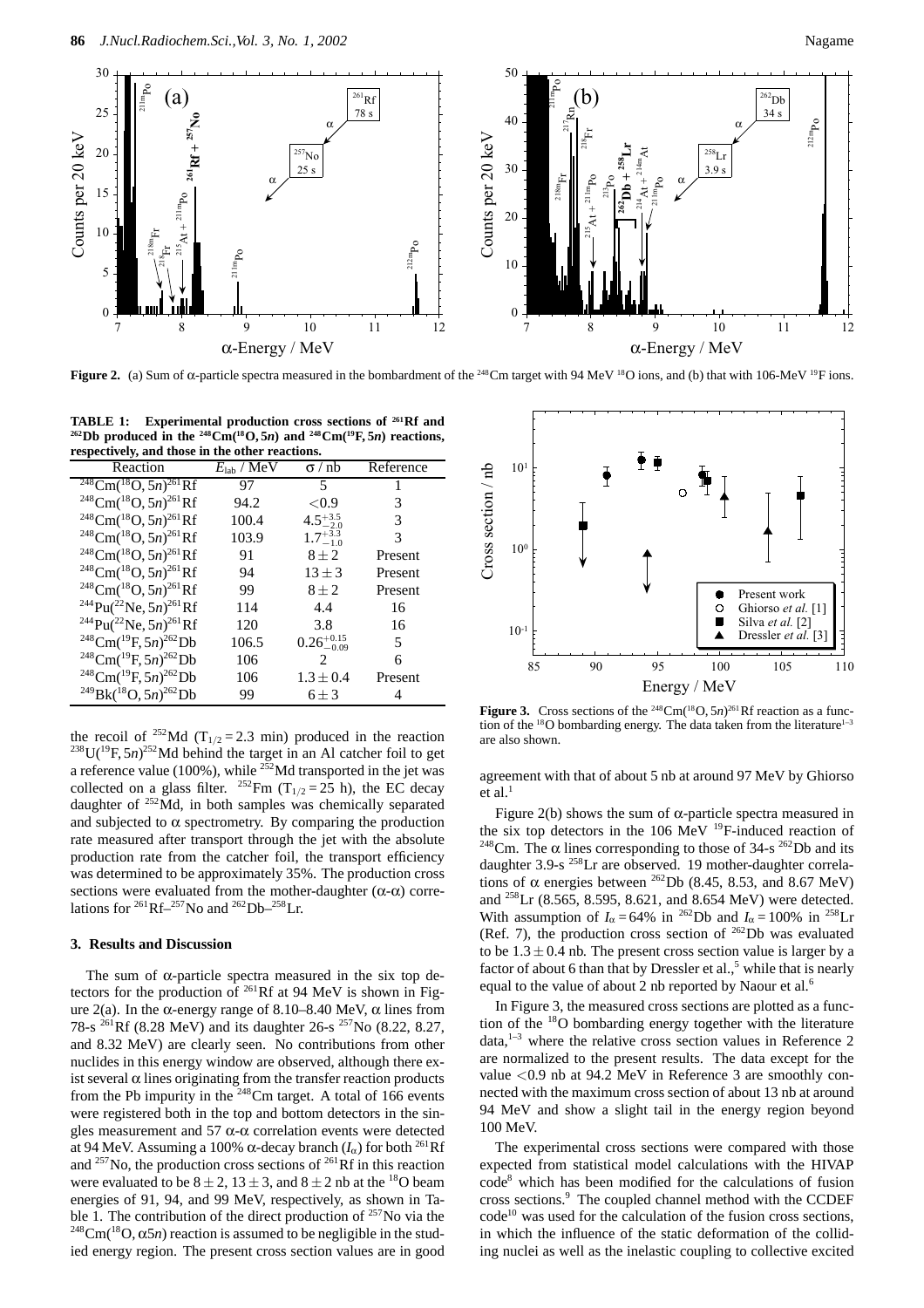**Figure 2.** (a) Sum of α-particle spectra measured in the bombardment of the $^{248}$Cm target with 94 MeV $^{18}$O ions, and (b) that with 106-MeV $^{19}$F ions.

**TABLE 1: Experimental production cross sections of $^{261}$Rf and $^{262}$Db produced in the $^{248}$Cm($^{18}$O, 5$n$) and $^{248}$Cm($^{19}$F, 5$n$) reactions, respectively, and those in the other reactions.**

| Reaction | $E_{lab}$ / MeV | σ / nb | Reference |
|---|---|---|---|
| $^{248}$Cm($^{18}$O, 5$n$)$^{261}$Rf | 97 | 5 | 1 |
| $^{248}$Cm($^{18}$O, 5$n$)$^{261}$Rf | 94.2 | <0.9 | 3 |
| $^{248}$Cm($^{18}$O, 5$n$)$^{261}$Rf | 100.4 | $4.5^{+3.5}_{-2.0}$ | 3 |
| $^{248}$Cm($^{18}$O, 5$n$)$^{261}$Rf | 103.9 | $1.7^{+3.3}_{-1.0}$ | 3 |
| $^{248}$Cm($^{18}$O, 5$n$)$^{261}$Rf | 91 | $8 \pm 2$ | Present |
| $^{248}$Cm($^{18}$O, 5$n$)$^{261}$Rf | 94 | $13 \pm 3$ | Present |
| $^{248}$Cm($^{18}$O, 5$n$)$^{261}$Rf | 99 | $8 \pm 2$ | Present |
| $^{244}$Pu($^{22}$Ne, 5$n$)$^{261}$Rf | 114 | 4.4 | 16 |
| $^{244}$Pu($^{22}$Ne, 5$n$)$^{261}$Rf | 120 | 3.8 | 16 |
| $^{248}$Cm($^{19}$F, 5$n$)$^{262}$Db | 106.5 | $0.26^{+0.15}_{-0.09}$ | 5 |
| $^{248}$Cm($^{19}$F, 5$n$)$^{262}$Db | 106 | 2 | 6 |
| $^{248}$Cm($^{19}$F, 5$n$)$^{262}$Db | 106 | $1.3 \pm 0.4$ | Present |
| $^{249}$Bk($^{18}$O, 5$n$)$^{262}$Db | 99 | $6 \pm 3$ | 4 |

the recoil of $^{252}$Md ($T_{1/2}$ = 2.3 min) produced in the reaction $^{238}$U($^{19}$F, 5$n$)$^{252}$Md behind the target in an Al catcher foil to get a reference value (100%), while $^{252}$Md transported in the jet was collected on a glass filter. $^{252}$Fm ($T_{1/2}$ = 25 h), the EC decay daughter of $^{252}$Md, in both samples was chemically separated and subjected to α spectrometry. By comparing the production rate measured after transport through the jet with the absolute production rate from the catcher foil, the transport efficiency was determined to be approximately 35%. The production cross sections were evaluated from the mother-daughter (α-α) correlations for $^{261}$Rf–$^{257}$No and $^{262}$Db–$^{258}$Lr.

### 3. Results and Discussion

The sum of α-particle spectra measured in the six top detectors for the production of $^{261}$Rf at 94 MeV is shown in Figure 2(a). In the α-energy range of 8.10–8.40 MeV, α lines from 78-s $^{261}$Rf (8.28 MeV) and its daughter 26-s $^{257}$No (8.22, 8.27, and 8.32 MeV) are clearly seen. No contributions from other nuclides in this energy window are observed, although there exist several α lines originating from the transfer reaction products from the Pb impurity in the $^{248}$Cm target. A total of 166 events were registered both in the top and bottom detectors in the singles measurement and 57 α-α correlation events were detected at 94 MeV. Assuming a 100% α-decay branch ($I_\alpha$) for both $^{261}$Rf and $^{257}$No, the production cross sections of $^{261}$Rf in this reaction were evaluated to be $8 \pm 2$, $13 \pm 3$, and $8 \pm 2$ nb at the $^{18}$O beam energies of 91, 94, and 99 MeV, respectively, as shown in Table 1. The contribution of the direct production of $^{257}$No via the $^{248}$Cm($^{18}$O, α5$n$) reaction is assumed to be negligible in the studied energy region. The present cross section values are in good agreement with that of about 5 nb at around 97 MeV by Ghiorso et al.[1]

**Figure 3.** Cross sections of the $^{248}$Cm($^{18}$O, 5$n$)$^{261}$Rf reaction as a function of the $^{18}$O bombarding energy. The data taken from the literature[1–3] are also shown.

Figure 2(b) shows the sum of α-particle spectra measured in the six top detectors in the 106 MeV $^{19}$F-induced reaction of $^{248}$Cm. The α lines corresponding to those of 34-s $^{262}$Db and its daughter 3.9-s $^{258}$Lr are observed. 19 mother-daughter correlations of α energies between $^{262}$Db (8.45, 8.53, and 8.67 MeV) and $^{258}$Lr (8.565, 8.595, 8.621, and 8.654 MeV) were detected. With assumption of $I_\alpha$ = 64% in $^{262}$Db and $I_\alpha$ = 100% in $^{258}$Lr (Ref. 7), the production cross section of $^{262}$Db was evaluated to be $1.3 \pm 0.4$ nb. The present cross section value is larger by a factor of about 6 than that by Dressler et al.,[5] while that is nearly equal to the value of about 2 nb reported by Naour et al.[6]

In Figure 3, the measured cross sections are plotted as a function of the $^{18}$O bombarding energy together with the literature data,[1–3] where the relative cross section values in Reference 2 are normalized to the present results. The data except for the value <0.9 nb at 94.2 MeV in Reference 3 are smoothly connected with the maximum cross section of about 13 nb at around 94 MeV and show a slight tail in the energy region beyond 100 MeV.

The experimental cross sections were compared with those expected from statistical model calculations with the HIVAP code[8] which has been modified for the calculations of fusion cross sections.[9] The coupled channel method with the CCDEF code[10] was used for the calculation of the fusion cross sections, in which the influence of the static deformation of the colliding nuclei as well as the inelastic coupling to collective excited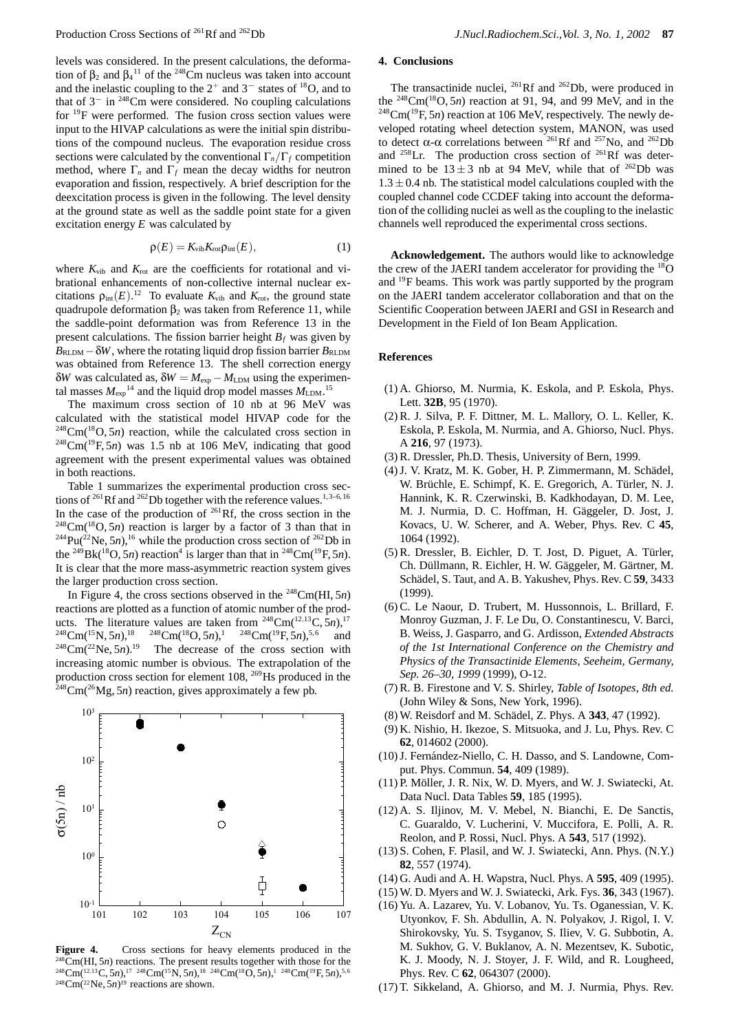levels was considered. In the present calculations, the deformation of $\beta_2$ and $\beta_4$[11] of the $^{248}$Cm nucleus was taken into account and the inelastic coupling to the $2^+$ and $3^-$ states of $^{18}$O, and to that of $3^-$ in $^{248}$Cm were considered. No coupling calculations for $^{19}$F were performed. The fusion cross section values were input to the HIVAP calculations as were the initial spin distributions of the compound nucleus. The evaporation residue cross sections were calculated by the conventional $\Gamma_n/\Gamma_f$ competition method, where $\Gamma_n$ and $\Gamma_f$ mean the decay widths for neutron evaporation and fission, respectively. A brief description for the deexcitation process is given in the following. The level density at the ground state as well as the saddle point state for a given excitation energy $E$ was calculated by

$$\rho(E) = K_{\rm vib} K_{\rm rot} \rho_{\rm int}(E), \qquad (1)$$

where $K_{\rm vib}$ and $K_{\rm rot}$ are the coefficients for rotational and vibrational enhancements of non-collective internal nuclear excitations $\rho_{\rm int}(E)$.[12] To evaluate $K_{\rm vib}$ and $K_{\rm rot}$, the ground state quadrupole deformation $\beta_2$ was taken from Reference 11, while the saddle-point deformation was from Reference 13 in the present calculations. The fission barrier height $B_f$ was given by $B_{\rm RLDM} - \delta W$, where the rotating liquid drop fission barrier $B_{\rm RLDM}$ was obtained from Reference 13. The shell correction energy $\delta W$ was calculated as, $\delta W = M_{\rm exp} - M_{\rm LDM}$ using the experimental masses $M_{\rm exp}$[14] and the liquid drop model masses $M_{\rm LDM}$.[15]

The maximum cross section of 10 nb at 96 MeV was calculated with the statistical model HIVAP code for the $^{248}$Cm($^{18}$O, 5$n$) reaction, while the calculated cross section in $^{248}$Cm($^{19}$F, 5$n$) was 1.5 nb at 106 MeV, indicating that good agreement with the present experimental values was obtained in both reactions.

Table 1 summarizes the experimental production cross sections of $^{261}$Rf and $^{262}$Db together with the reference values.[1,3–6,16] In the case of the production of $^{261}$Rf, the cross section in the $^{248}$Cm($^{18}$O, 5$n$) reaction is larger by a factor of 3 than that in $^{244}$Pu($^{22}$Ne, 5$n$),[16] while the production cross section of $^{262}$Db in the $^{249}$Bk($^{18}$O, 5$n$) reaction[4] is larger than that in $^{248}$Cm($^{19}$F, 5$n$). It is clear that the more mass-asymmetric reaction system gives the larger production cross section.

In Figure 4, the cross sections observed in the $^{248}$Cm(HI, 5$n$) reactions are plotted as a function of atomic number of the products. The literature values are taken from $^{248}$Cm($^{12,13}$C, 5$n$),[17] $^{248}$Cm($^{15}$N, 5$n$),[18] $^{248}$Cm($^{18}$O, 5$n$),[1] $^{248}$Cm($^{19}$F, 5$n$),[5,6] and $^{248}$Cm($^{22}$Ne, 5$n$).[19] The decrease of the cross section with increasing atomic number is obvious. The extrapolation of the production cross section for element 108, $^{269}$Hs produced in the $^{248}$Cm($^{26}$Mg, 5$n$) reaction, gives approximately a few pb.

**Figure 4.** Cross sections for heavy elements produced in the $^{248}$Cm(HI, 5$n$) reactions. The present results together with those for the $^{248}$Cm($^{12,13}$C, 5$n$),[17] $^{248}$Cm($^{15}$N, 5$n$),[18] $^{248}$Cm($^{18}$O, 5$n$),[1] $^{248}$Cm($^{19}$F, 5$n$),[5,6] $^{248}$Cm($^{22}$Ne, 5$n$)[19] reactions are shown.

## 4. Conclusions

The transactinide nuclei, $^{261}$Rf and $^{262}$Db, were produced in the $^{248}$Cm($^{18}$O, 5$n$) reaction at 91, 94, and 99 MeV, and in the $^{248}$Cm($^{19}$F, 5$n$) reaction at 106 MeV, respectively. The newly developed rotating wheel detection system, MANON, was used to detect α-α correlations between $^{261}$Rf and $^{257}$No, and $^{262}$Db and $^{258}$Lr. The production cross section of $^{261}$Rf was determined to be $13 \pm 3$ nb at 94 MeV, while that of $^{262}$Db was $1.3 \pm 0.4$ nb. The statistical model calculations coupled with the coupled channel code CCDEF taking into account the deformation of the colliding nuclei as well as the coupling to the inelastic channels well reproduced the experimental cross sections.

**Acknowledgement.** The authors would like to acknowledge the crew of the JAERI tandem accelerator for providing the $^{18}$O and $^{19}$F beams. This work was partly supported by the program on the JAERI tandem accelerator collaboration and that on the Scientific Cooperation between JAERI and GSI in Research and Development in the Field of Ion Beam Application.

## References

(1) A. Ghiorso, M. Nurmia, K. Eskola, and P. Eskola, Phys. Lett. **32B**, 95 (1970).

(2) R. J. Silva, P. F. Dittner, M. L. Mallory, O. L. Keller, K. Eskola, P. Eskola, M. Nurmia, and A. Ghiorso, Nucl. Phys. A **216**, 97 (1973).

(3) R. Dressler, Ph.D. Thesis, University of Bern, 1999.

(4) J. V. Kratz, M. K. Gober, H. P. Zimmermann, M. Schädel, W. Brüchle, E. Schimpf, K. E. Gregorich, A. Türler, N. J. Hannink, K. R. Czerwinski, B. Kadkhodayan, D. M. Lee, M. J. Nurmia, D. C. Hoffman, H. Gäggeler, D. Jost, J. Kovacs, U. W. Scherer, and A. Weber, Phys. Rev. C **45**, 1064 (1992).

(5) R. Dressler, B. Eichler, D. T. Jost, D. Piguet, A. Türler, Ch. Düllmann, R. Eichler, H. W. Gäggeler, M. Gärtner, M. Schädel, S. Taut, and A. B. Yakushev, Phys. Rev. C **59**, 3433 (1999).

(6) C. Le Naour, D. Trubert, M. Hussonnois, L. Brillard, F. Monroy Guzman, J. F. Le Du, O. Constantinescu, V. Barci, B. Weiss, J. Gasparro, and G. Ardisson, *Extended Abstracts of the 1st International Conference on the Chemistry and Physics of the Transactinide Elements, Seeheim, Germany, Sep. 26–30, 1999* (1999), O-12.

(7) R. B. Firestone and V. S. Shirley, *Table of Isotopes, 8th ed.* (John Wiley & Sons, New York, 1996).

(8) W. Reisdorf and M. Schädel, Z. Phys. A **343**, 47 (1992).

(9) K. Nishio, H. Ikezoe, S. Mitsuoka, and J. Lu, Phys. Rev. C **62**, 014602 (2000).

(10) J. Fernández-Niello, C. H. Dasso, and S. Landowne, Comput. Phys. Commun. **54**, 409 (1989).

(11) P. Möller, J. R. Nix, W. D. Myers, and W. J. Swiatecki, At. Data Nucl. Data Tables **59**, 185 (1995).

(12) A. S. Iljinov, M. V. Mebel, N. Bianchi, E. De Sanctis, C. Guaraldo, V. Lucherini, V. Muccifora, E. Polli, A. R. Reolon, and P. Rossi, Nucl. Phys. A **543**, 517 (1992).

(13) S. Cohen, F. Plasil, and W. J. Swiatecki, Ann. Phys. (N.Y.) **82**, 557 (1974).

(14) G. Audi and A. H. Wapstra, Nucl. Phys. A **595**, 409 (1995).

(15) W. D. Myers and W. J. Swiatecki, Ark. Fys. **36**, 343 (1967).

(16) Yu. A. Lazarev, Yu. V. Lobanov, Yu. Ts. Oganessian, V. K. Utyonkov, F. Sh. Abdullin, A. N. Polyakov, J. Rigol, I. V. Shirokovsky, Yu. S. Tsyganov, S. Iliev, V. G. Subbotin, A. M. Sukhov, G. V. Buklanov, A. N. Mezentsev, K. Subotic, K. J. Moody, N. J. Stoyer, J. F. Wild, and R. Lougheed, Phys. Rev. C **62**, 064307 (2000).

(17) T. Sikkeland, A. Ghiorso, and M. J. Nurmia, Phys. Rev.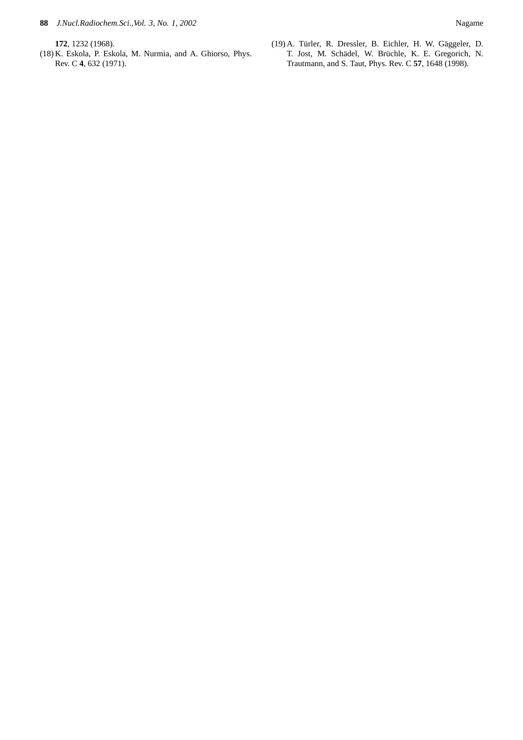**172**, 1232 (1968).

(18) K. Eskola, P. Eskola, M. Nurmia, and A. Ghiorso, Phys. Rev. C **4**, 632 (1971).

(19) A. Türler, R. Dressler, B. Eichler, H. W. Gäggeler, D. T. Jost, M. Schädel, W. Brüchle, K. E. Gregorich, N. Trautmann, and S. Taut, Phys. Rev. C **57**, 1648 (1998).